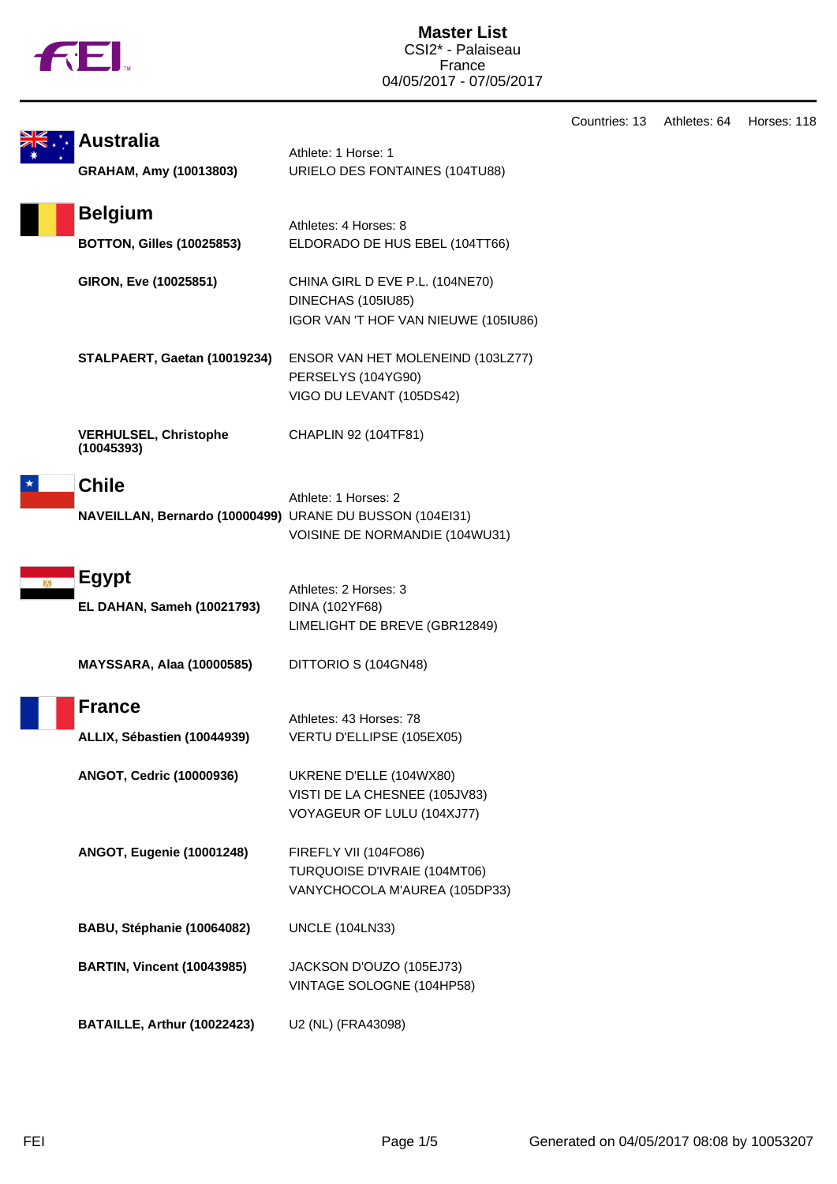# Master List

CSI2* - Palaiseau
France
04/05/2017 - 07/05/2017

Countries: 13 Athletes: 64 Horses: 118

## Australia

Athlete: 1 Horse: 1

| Athlete | Horses |
|---|---|
| **GRAHAM, Amy (10013803)** | URIELO DES FONTAINES (104TU88) |

## Belgium

Athletes: 4 Horses: 8

| Athlete | Horses |
|---|---|
| **BOTTON, Gilles (10025853)** | ELDORADO DE HUS EBEL (104TT66) |
| **GIRON, Eve (10025851)** | CHINA GIRL D EVE P.L. (104NE70)<br>DINECHAS (105IU85)<br>IGOR VAN 'T HOF VAN NIEUWE (105IU86) |
| **STALPAERT, Gaetan (10019234)** | ENSOR VAN HET MOLENEIND (103LZ77)<br>PERSELYS (104YG90)<br>VIGO DU LEVANT (105DS42) |
| **VERHULSEL, Christophe (10045393)** | CHAPLIN 92 (104TF81) |

## Chile

Athlete: 1 Horses: 2

| Athlete | Horses |
|---|---|
| **NAVEILLAN, Bernardo (10000499)** | URANE DU BUSSON (104EI31)<br>VOISINE DE NORMANDIE (104WU31) |

## Egypt

Athletes: 2 Horses: 3

| Athlete | Horses |
|---|---|
| **EL DAHAN, Sameh (10021793)** | DINA (102YF68)<br>LIMELIGHT DE BREVE (GBR12849) |
| **MAYSSARA, Alaa (10000585)** | DITTORIO S (104GN48) |

## France

Athletes: 43 Horses: 78

| Athlete | Horses |
|---|---|
| **ALLIX, Sébastien (10044939)** | VERTU D'ELLIPSE (105EX05) |
| **ANGOT, Cedric (10000936)** | UKRENE D'ELLE (104WX80)<br>VISTI DE LA CHESNEE (105JV83)<br>VOYAGEUR OF LULU (104XJ77) |
| **ANGOT, Eugenie (10001248)** | FIREFLY VII (104FO86)<br>TURQUOISE D'IVRAIE (104MT06)<br>VANYCHOCOLA M'AUREA (105DP33) |
| **BABU, Stéphanie (10064082)** | UNCLE (104LN33) |
| **BARTIN, Vincent (10043985)** | JACKSON D'OUZO (105EJ73)<br>VINTAGE SOLOGNE (104HP58) |
| **BATAILLE, Arthur (10022423)** | U2 (NL) (FRA43098) |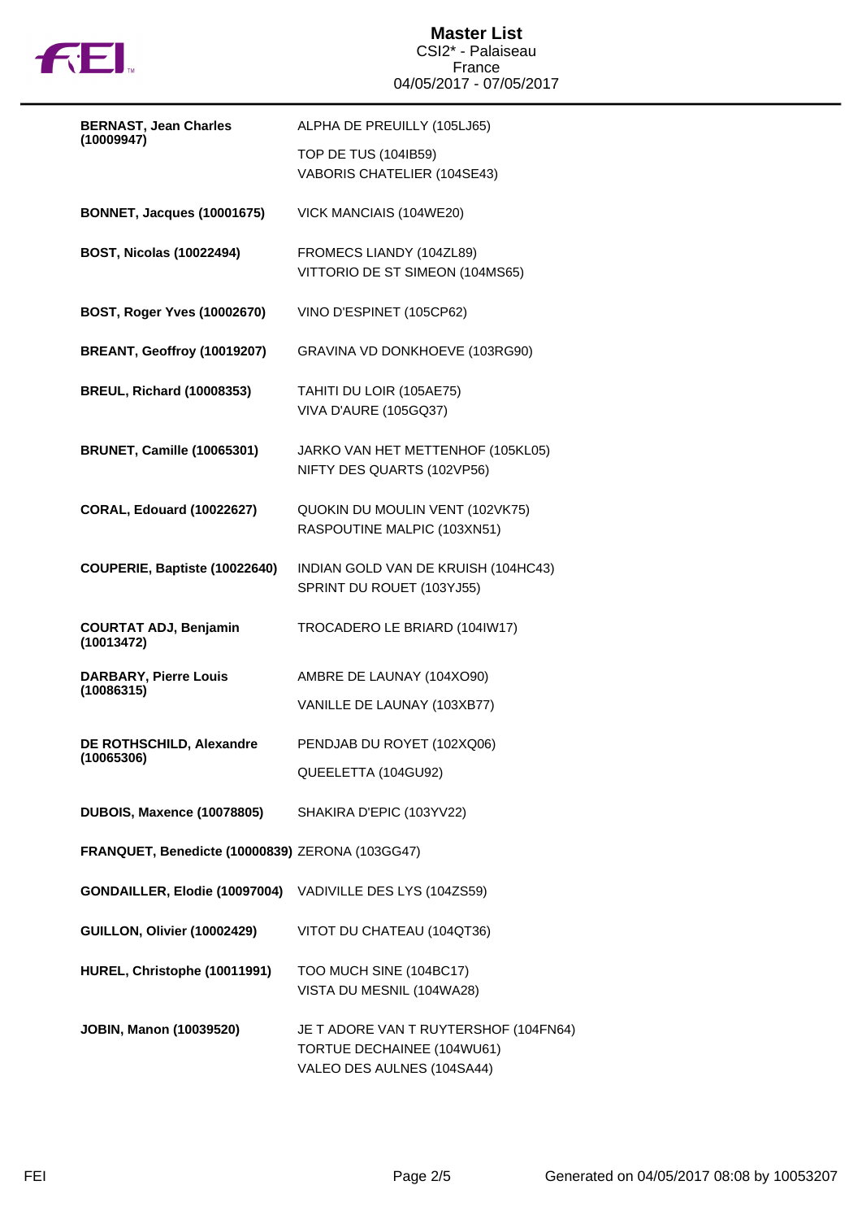# Master List

CSI2* - Palaiseau
France
04/05/2017 - 07/05/2017

| Rider | Horses |
| --- | --- |
| **BERNAST, Jean Charles (10009947)** | ALPHA DE PREUILLY (105LJ65)<br>TOP DE TUS (104IB59)<br>VABORIS CHATELIER (104SE43) |
| **BONNET, Jacques (10001675)** | VICK MANCIAIS (104WE20) |
| **BOST, Nicolas (10022494)** | FROMECS LIANDY (104ZL89)<br>VITTORIO DE ST SIMEON (104MS65) |
| **BOST, Roger Yves (10002670)** | VINO D'ESPINET (105CP62) |
| **BREANT, Geoffroy (10019207)** | GRAVINA VD DONKHOEVE (103RG90) |
| **BREUL, Richard (10008353)** | TAHITI DU LOIR (105AE75)<br>VIVA D'AURE (105GQ37) |
| **BRUNET, Camille (10065301)** | JARKO VAN HET METTENHOF (105KL05)<br>NIFTY DES QUARTS (102VP56) |
| **CORAL, Edouard (10022627)** | QUOKIN DU MOULIN VENT (102VK75)<br>RASPOUTINE MALPIC (103XN51) |
| **COUPERIE, Baptiste (10022640)** | INDIAN GOLD VAN DE KRUISH (104HC43)<br>SPRINT DU ROUET (103YJ55) |
| **COURTAT ADJ, Benjamin (10013472)** | TROCADERO LE BRIARD (104IW17) |
| **DARBARY, Pierre Louis (10086315)** | AMBRE DE LAUNAY (104XO90)<br>VANILLE DE LAUNAY (103XB77) |
| **DE ROTHSCHILD, Alexandre (10065306)** | PENDJAB DU ROYET (102XQ06)<br>QUEELETTA (104GU92) |
| **DUBOIS, Maxence (10078805)** | SHAKIRA D'EPIC (103YV22) |
| **FRANQUET, Benedicte (10000839)** | ZERONA (103GG47) |
| **GONDAILLER, Elodie (10097004)** | VADIVILLE DES LYS (104ZS59) |
| **GUILLON, Olivier (10002429)** | VITOT DU CHATEAU (104QT36) |
| **HUREL, Christophe (10011991)** | TOO MUCH SINE (104BC17)<br>VISTA DU MESNIL (104WA28) |
| **JOBIN, Manon (10039520)** | JE T ADORE VAN T RUYTERSHOF (104FN64)<br>TORTUE DECHAINEE (104WU61)<br>VALEO DES AULNES (104SA44) |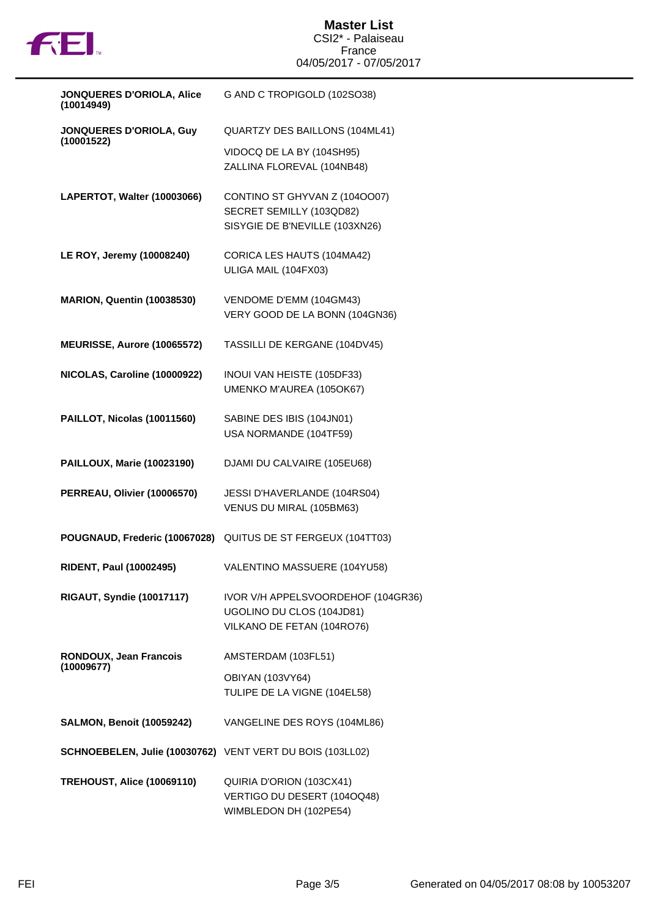# Master List
CSI2* - Palaiseau
France
04/05/2017 - 07/05/2017

| Rider | Horses |
|---|---|
| **JONQUERES D'ORIOLA, Alice (10014949)** | G AND C TROPIGOLD (102SO38) |
| **JONQUERES D'ORIOLA, Guy (10001522)** | QUARTZY DES BAILLONS (104ML41)<br>VIDOCQ DE LA BY (104SH95)<br>ZALLINA FLOREVAL (104NB48) |
| **LAPERTOT, Walter (10003066)** | CONTINO ST GHYVAN Z (104OO07)<br>SECRET SEMILLY (103QD82)<br>SISYGIE DE B'NEVILLE (103XN26) |
| **LE ROY, Jeremy (10008240)** | CORICA LES HAUTS (104MA42)<br>ULIGA MAIL (104FX03) |
| **MARION, Quentin (10038530)** | VENDOME D'EMM (104GM43)<br>VERY GOOD DE LA BONN (104GN36) |
| **MEURISSE, Aurore (10065572)** | TASSILLI DE KERGANE (104DV45) |
| **NICOLAS, Caroline (10000922)** | INOUI VAN HEISTE (105DF33)<br>UMENKO M'AUREA (105OK67) |
| **PAILLOT, Nicolas (10011560)** | SABINE DES IBIS (104JN01)<br>USA NORMANDE (104TF59) |
| **PAILLOUX, Marie (10023190)** | DJAMI DU CALVAIRE (105EU68) |
| **PERREAU, Olivier (10006570)** | JESSI D'HAVERLANDE (104RS04)<br>VENUS DU MIRAL (105BM63) |
| **POUGNAUD, Frederic (10067028)** | QUITUS DE ST FERGEUX (104TT03) |
| **RIDENT, Paul (10002495)** | VALENTINO MASSUERE (104YU58) |
| **RIGAUT, Syndie (10017117)** | IVOR V/H APPELSVOORDEHOF (104GR36)<br>UGOLINO DU CLOS (104JD81)<br>VILKANO DE FETAN (104RO76) |
| **RONDOUX, Jean Francois (10009677)** | AMSTERDAM (103FL51)<br>OBIYAN (103VY64)<br>TULIPE DE LA VIGNE (104EL58) |
| **SALMON, Benoit (10059242)** | VANGELINE DES ROYS (104ML86) |
| **SCHNOEBELEN, Julie (10030762)** | VENT VERT DU BOIS (103LL02) |
| **TREHOUST, Alice (10069110)** | QUIRIA D'ORION (103CX41)<br>VERTIGO DU DESERT (104OQ48)<br>WIMBLEDON DH (102PE54) |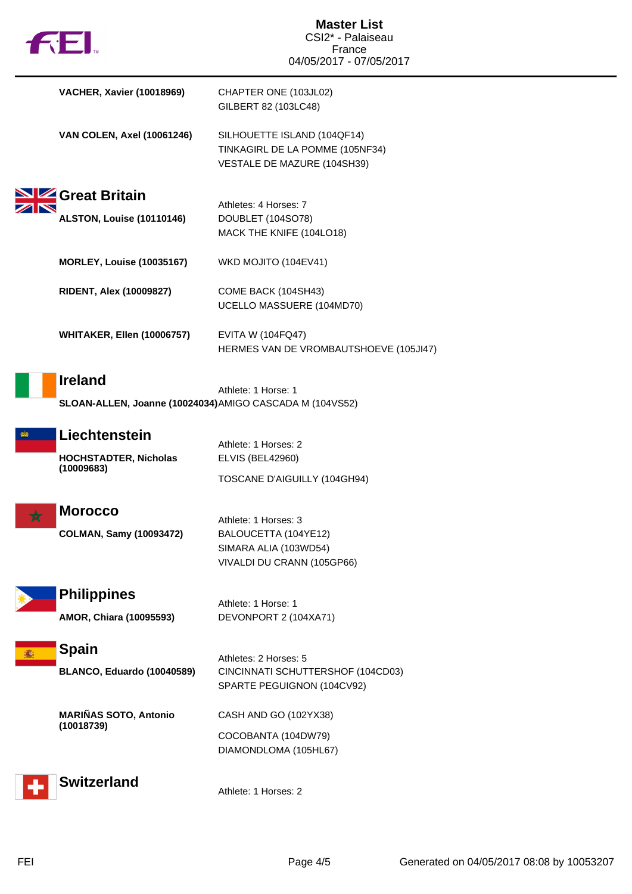| | |
|---|---|
| **VACHER, Xavier (10018969)** | CHAPTER ONE (103JL02)<br>GILBERT 82 (103LC48) |
| **VAN COLEN, Axel (10061246)** | SILHOUETTE ISLAND (104QF14)<br>TINKAGIRL DE LA POMME (105NF34)<br>VESTALE DE MAZURE (104SH39) |

## Great Britain

Athletes: 4 Horses: 7

| | |
|---|---|
| **ALSTON, Louise (10110146)** | DOUBLET (104SO78)<br>MACK THE KNIFE (104LO18) |
| **MORLEY, Louise (10035167)** | WKD MOJITO (104EV41) |
| **RIDENT, Alex (10009827)** | COME BACK (104SH43)<br>UCELLO MASSUERE (104MD70) |
| **WHITAKER, Ellen (10006757)** | EVITA W (104FQ47)<br>HERMES VAN DE VROMBAUTSHOEVE (105JI47) |

## Ireland

Athlete: 1 Horse: 1

| | |
|---|---|
| **SLOAN-ALLEN, Joanne (10024034)** | AMIGO CASCADA M (104VS52) |

## Liechtenstein

Athlete: 1 Horses: 2

| | |
|---|---|
| **HOCHSTADTER, Nicholas (10009683)** | ELVIS (BEL42960)<br>TOSCANE D'AIGUILLY (104GH94) |

## Morocco

Athlete: 1 Horses: 3

| | |
|---|---|
| **COLMAN, Samy (10093472)** | BALOUCETTA (104YE12)<br>SIMARA ALIA (103WD54)<br>VIVALDI DU CRANN (105GP66) |

## Philippines

Athlete: 1 Horse: 1

| | |
|---|---|
| **AMOR, Chiara (10095593)** | DEVONPORT 2 (104XA71) |

## Spain

Athletes: 2 Horses: 5

| | |
|---|---|
| **BLANCO, Eduardo (10040589)** | CINCINNATI SCHUTTERSHOF (104CD03)<br>SPARTE PEGUIGNON (104CV92) |
| **MARIÑAS SOTO, Antonio (10018739)** | CASH AND GO (102YX38)<br>COCOBANTA (104DW79)<br>DIAMONDLOMA (105HL67) |

## Switzerland

Athlete: 1 Horses: 2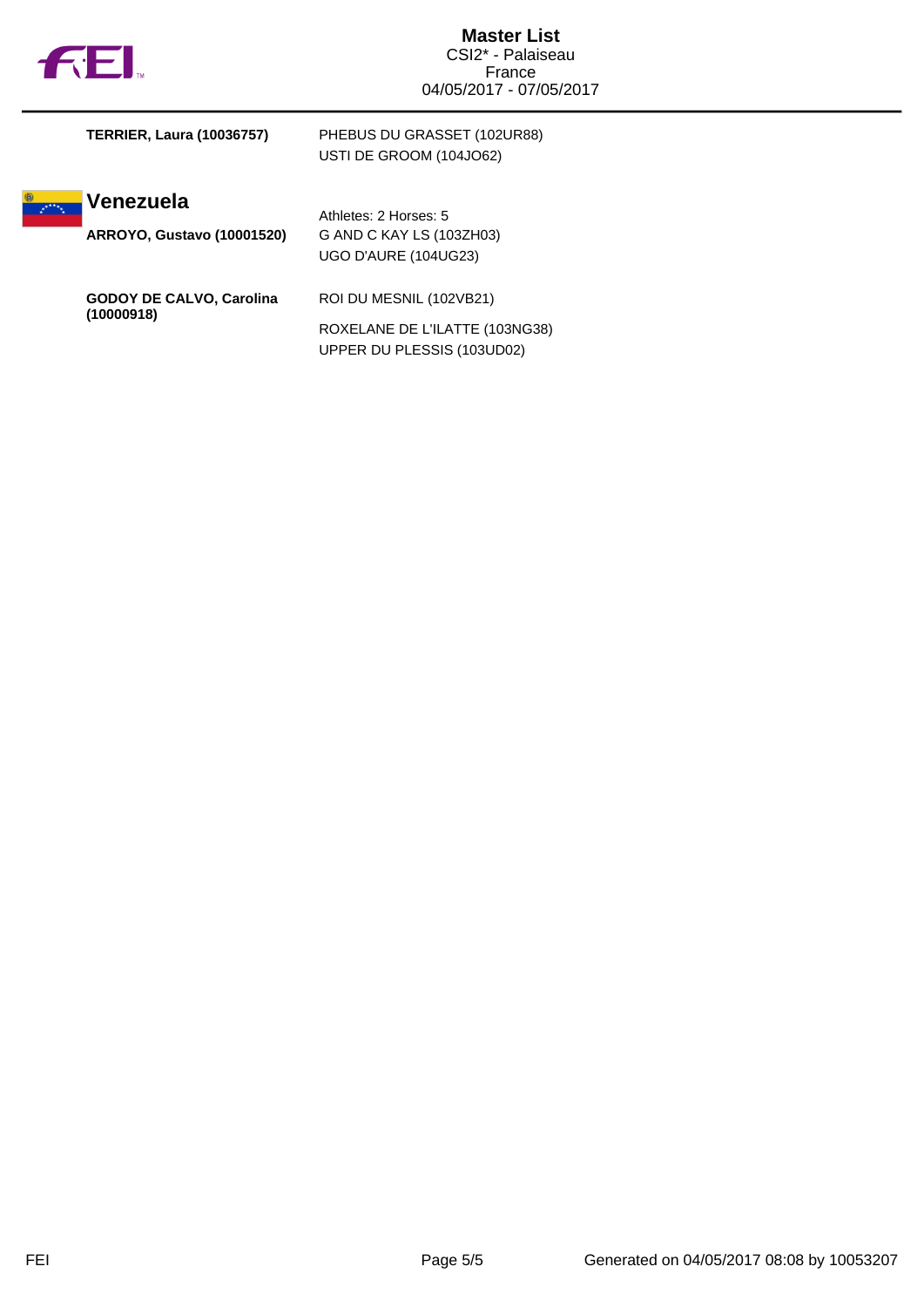| | |
|---|---|
| **TERRIER, Laura (10036757)** | PHEBUS DU GRASSET (102UR88) |
| | USTI DE GROOM (104JO62) |

## Venezuela

Athletes: 2 Horses: 5

| | |
|---|---|
| **ARROYO, Gustavo (10001520)** | G AND C KAY LS (103ZH03) |
| | UGO D'AURE (104UG23) |
| **GODOY DE CALVO, Carolina (10000918)** | ROI DU MESNIL (102VB21) |
| | ROXELANE DE L'ILATTE (103NG38) |
| | UPPER DU PLESSIS (103UD02) |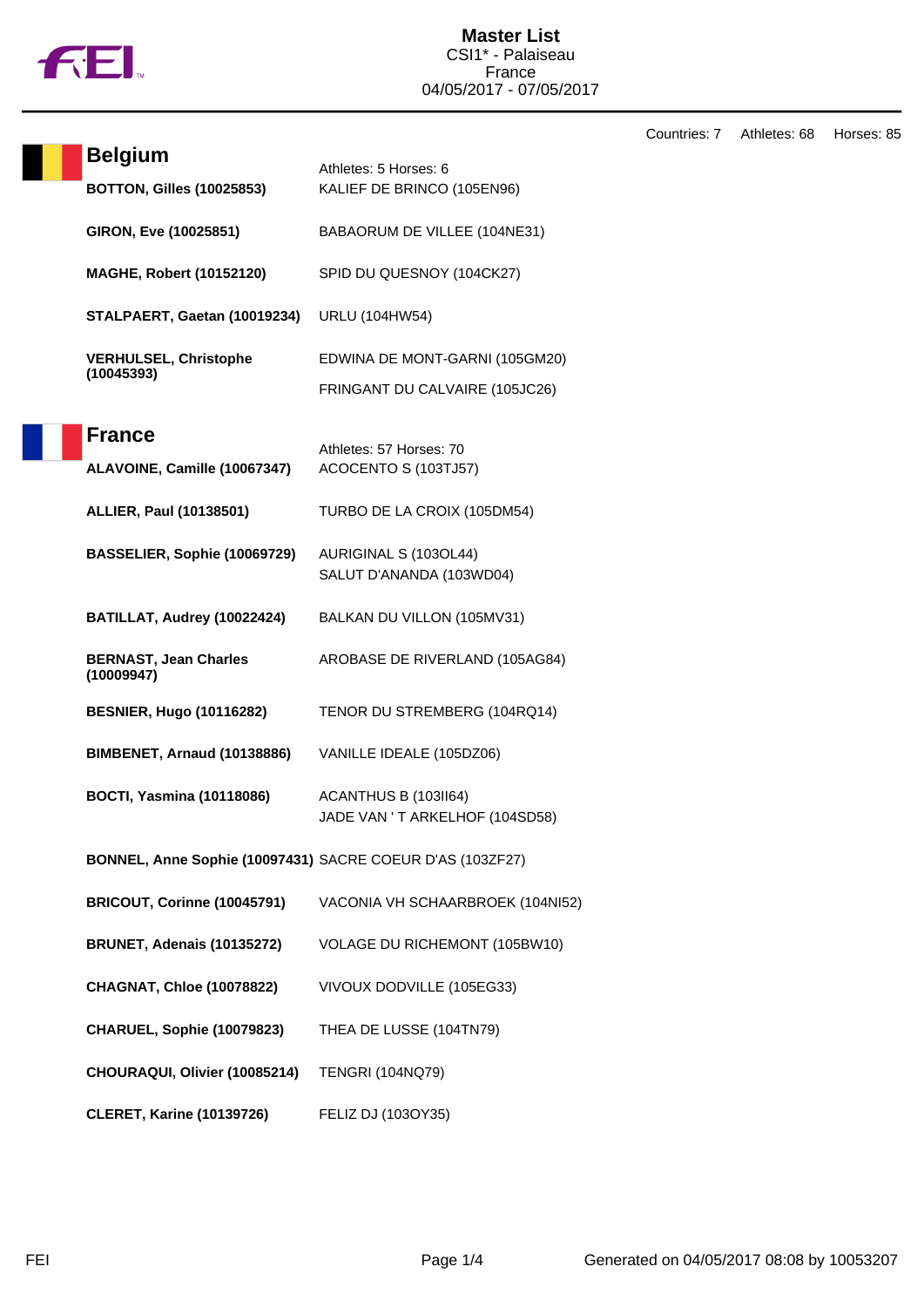# Master List

CSI1* - Palaiseau
France
04/05/2017 - 07/05/2017

Countries: 7 Athletes: 68 Horses: 85

## Belgium

Athletes: 5 Horses: 6

| Athlete | Horse |
|---|---|
| **BOTTON, Gilles (10025853)** | KALIEF DE BRINCO (105EN96) |
| **GIRON, Eve (10025851)** | BABAORUM DE VILLEE (104NE31) |
| **MAGHE, Robert (10152120)** | SPID DU QUESNOY (104CK27) |
| **STALPAERT, Gaetan (10019234)** | URLU (104HW54) |
| **VERHULSEL, Christophe (10045393)** | EDWINA DE MONT-GARNI (105GM20)<br>FRINGANT DU CALVAIRE (105JC26) |

## France

Athletes: 57 Horses: 70

| Athlete | Horse |
|---|---|
| **ALAVOINE, Camille (10067347)** | ACOCENTO S (103TJ57) |
| **ALLIER, Paul (10138501)** | TURBO DE LA CROIX (105DM54) |
| **BASSELIER, Sophie (10069729)** | AURIGINAL S (103OL44)<br>SALUT D'ANANDA (103WD04) |
| **BATILLAT, Audrey (10022424)** | BALKAN DU VILLON (105MV31) |
| **BERNAST, Jean Charles (10009947)** | AROBASE DE RIVERLAND (105AG84) |
| **BESNIER, Hugo (10116282)** | TENOR DU STREMBERG (104RQ14) |
| **BIMBENET, Arnaud (10138886)** | VANILLE IDEALE (105DZ06) |
| **BOCTI, Yasmina (10118086)** | ACANTHUS B (103II64)<br>JADE VAN ' T ARKELHOF (104SD58) |
| **BONNEL, Anne Sophie (10097431)** | SACRE COEUR D'AS (103ZF27) |
| **BRICOUT, Corinne (10045791)** | VACONIA VH SCHAARBROEK (104NI52) |
| **BRUNET, Adenais (10135272)** | VOLAGE DU RICHEMONT (105BW10) |
| **CHAGNAT, Chloe (10078822)** | VIVOUX DODVILLE (105EG33) |
| **CHARUEL, Sophie (10079823)** | THEA DE LUSSE (104TN79) |
| **CHOURAQUI, Olivier (10085214)** | TENGRI (104NQ79) |
| **CLERET, Karine (10139726)** | FELIZ DJ (103OY35) |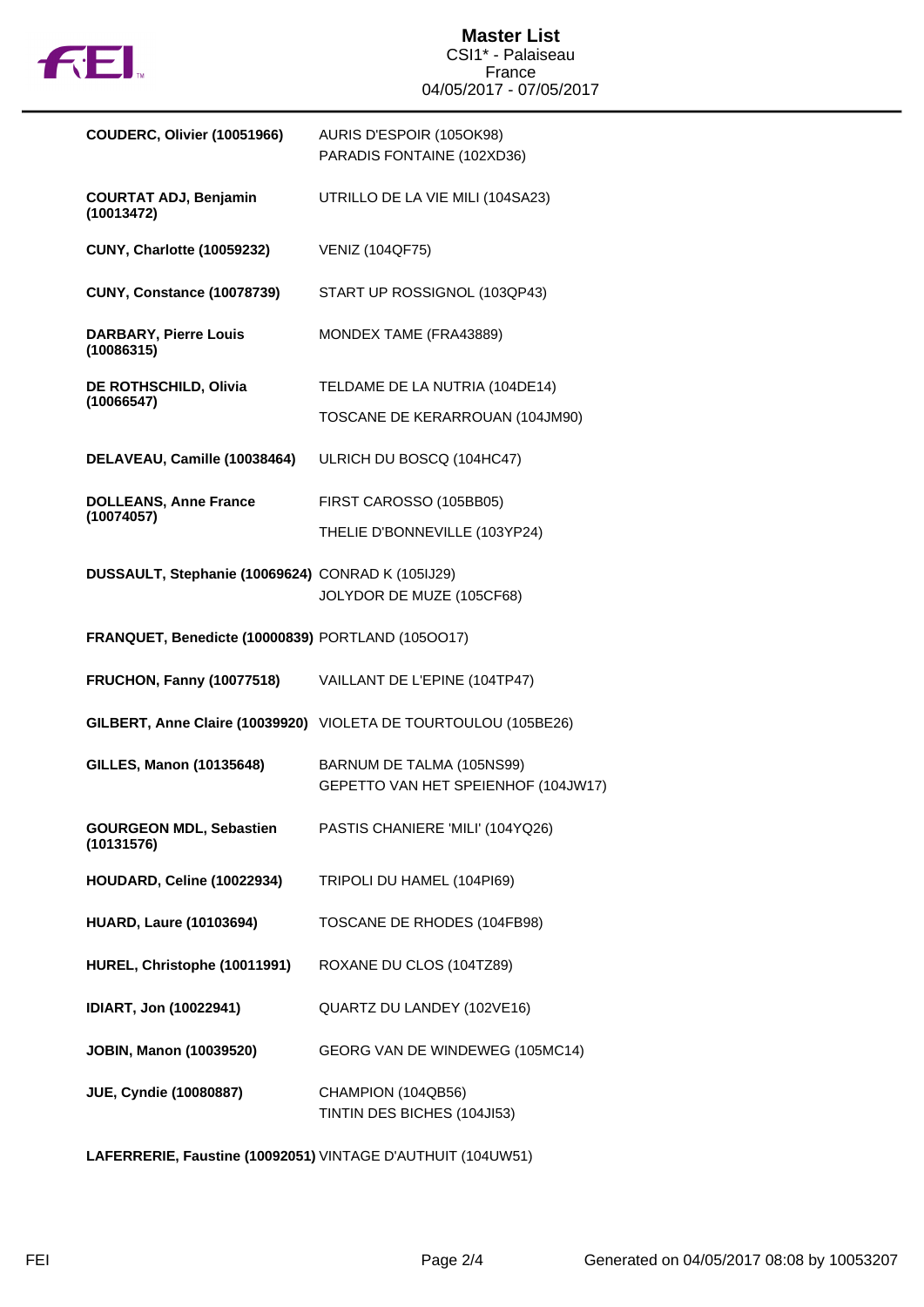# Master List

CSI1* - Palaiseau
France
04/05/2017 - 07/05/2017

| Rider | Horse |
|---|---|
| **COUDERC, Olivier (10051966)** | AURIS D'ESPOIR (105OK98)<br>PARADIS FONTAINE (102XD36) |
| **COURTAT ADJ, Benjamin (10013472)** | UTRILLO DE LA VIE MILI (104SA23) |
| **CUNY, Charlotte (10059232)** | VENIZ (104QF75) |
| **CUNY, Constance (10078739)** | START UP ROSSIGNOL (103QP43) |
| **DARBARY, Pierre Louis (10086315)** | MONDEX TAME (FRA43889) |
| **DE ROTHSCHILD, Olivia (10066547)** | TELDAME DE LA NUTRIA (104DE14)<br>TOSCANE DE KERARROUAN (104JM90) |
| **DELAVEAU, Camille (10038464)** | ULRICH DU BOSCQ (104HC47) |
| **DOLLEANS, Anne France (10074057)** | FIRST CAROSSO (105BB05)<br>THELIE D'BONNEVILLE (103YP24) |
| **DUSSAULT, Stephanie (10069624)** | CONRAD K (105IJ29)<br>JOLYDOR DE MUZE (105CF68) |
| **FRANQUET, Benedicte (10000839)** | PORTLAND (105OO17) |
| **FRUCHON, Fanny (10077518)** | VAILLANT DE L'EPINE (104TP47) |
| **GILBERT, Anne Claire (10039920)** | VIOLETA DE TOURTOULOU (105BE26) |
| **GILLES, Manon (10135648)** | BARNUM DE TALMA (105NS99)<br>GEPETTO VAN HET SPEIENHOF (104JW17) |
| **GOURGEON MDL, Sebastien (10131576)** | PASTIS CHANIERE 'MILI' (104YQ26) |
| **HOUDARD, Celine (10022934)** | TRIPOLI DU HAMEL (104PI69) |
| **HUARD, Laure (10103694)** | TOSCANE DE RHODES (104FB98) |
| **HUREL, Christophe (10011991)** | ROXANE DU CLOS (104TZ89) |
| **IDIART, Jon (10022941)** | QUARTZ DU LANDEY (102VE16) |
| **JOBIN, Manon (10039520)** | GEORG VAN DE WINDEWEG (105MC14) |
| **JUE, Cyndie (10080887)** | CHAMPION (104QB56)<br>TINTIN DES BICHES (104JI53) |
| **LAFERRERIE, Faustine (10092051)** | VINTAGE D'AUTHUIT (104UW51) |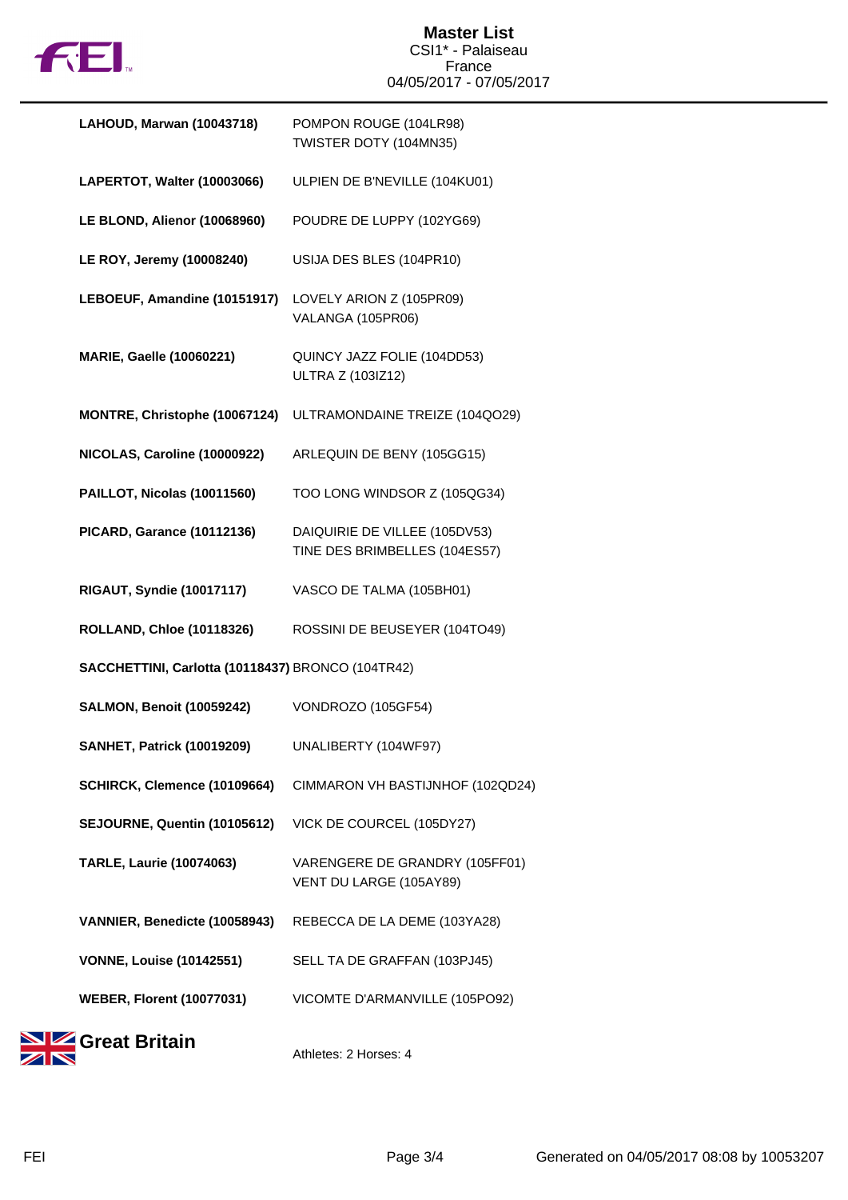| Athlete | Horses |
| --- | --- |
| **LAHOUD, Marwan (10043718)** | POMPON ROUGE (104LR98)<br>TWISTER DOTY (104MN35) |
| **LAPERTOT, Walter (10003066)** | ULPIEN DE B'NEVILLE (104KU01) |
| **LE BLOND, Alienor (10068960)** | POUDRE DE LUPPY (102YG69) |
| **LE ROY, Jeremy (10008240)** | USIJA DES BLES (104PR10) |
| **LEBOEUF, Amandine (10151917)** | LOVELY ARION Z (105PR09)<br>VALANGA (105PR06) |
| **MARIE, Gaelle (10060221)** | QUINCY JAZZ FOLIE (104DD53)<br>ULTRA Z (103IZ12) |
| **MONTRE, Christophe (10067124)** | ULTRAMONDAINE TREIZE (104QO29) |
| **NICOLAS, Caroline (10000922)** | ARLEQUIN DE BENY (105GG15) |
| **PAILLOT, Nicolas (10011560)** | TOO LONG WINDSOR Z (105QG34) |
| **PICARD, Garance (10112136)** | DAIQUIRIE DE VILLEE (105DV53)<br>TINE DES BRIMBELLES (104ES57) |
| **RIGAUT, Syndie (10017117)** | VASCO DE TALMA (105BH01) |
| **ROLLAND, Chloe (10118326)** | ROSSINI DE BEUSEYER (104TO49) |
| **SACCHETTINI, Carlotta (10118437)** | BRONCO (104TR42) |
| **SALMON, Benoit (10059242)** | VONDROZO (105GF54) |
| **SANHET, Patrick (10019209)** | UNALIBERTY (104WF97) |
| **SCHIRCK, Clemence (10109664)** | CIMMARON VH BASTIJNHOF (102QD24) |
| **SEJOURNE, Quentin (10105612)** | VICK DE COURCEL (105DY27) |
| **TARLE, Laurie (10074063)** | VARENGERE DE GRANDRY (105FF01)<br>VENT DU LARGE (105AY89) |
| **VANNIER, Benedicte (10058943)** | REBECCA DE LA DEME (103YA28) |
| **VONNE, Louise (10142551)** | SELL TA DE GRAFFAN (103PJ45) |
| **WEBER, Florent (10077031)** | VICOMTE D'ARMANVILLE (105PO92) |

## Great Britain

Athletes: 2 Horses: 4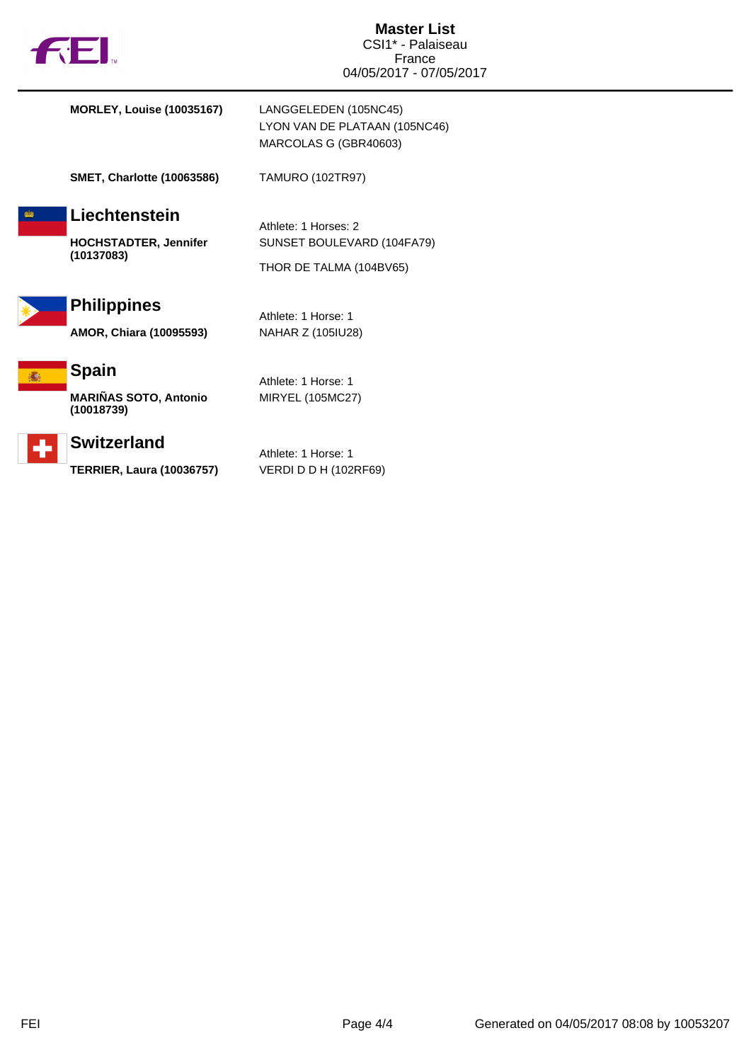**Master List**
CSI1* - Palaiseau
France
04/05/2017 - 07/05/2017

| | |
|---|---|
| **MORLEY, Louise (10035167)** | LANGGELEDEN (105NC45)<br>LYON VAN DE PLATAAN (105NC46)<br>MARCOLAS G (GBR40603) |
| **SMET, Charlotte (10063586)** | TAMURO (102TR97) |

## Liechtenstein

Athlete: 1 Horses: 2

| | |
|---|---|
| **HOCHSTADTER, Jennifer (10137083)** | SUNSET BOULEVARD (104FA79)<br>THOR DE TALMA (104BV65) |

## Philippines

Athlete: 1 Horse: 1

| | |
|---|---|
| **AMOR, Chiara (10095593)** | NAHAR Z (105IU28) |

## Spain

Athlete: 1 Horse: 1

| | |
|---|---|
| **MARIÑAS SOTO, Antonio (10018739)** | MIRYEL (105MC27) |

## Switzerland

Athlete: 1 Horse: 1

| | |
|---|---|
| **TERRIER, Laura (10036757)** | VERDI D D H (102RF69) |

Generated on 04/05/2017 08:08 by 10053207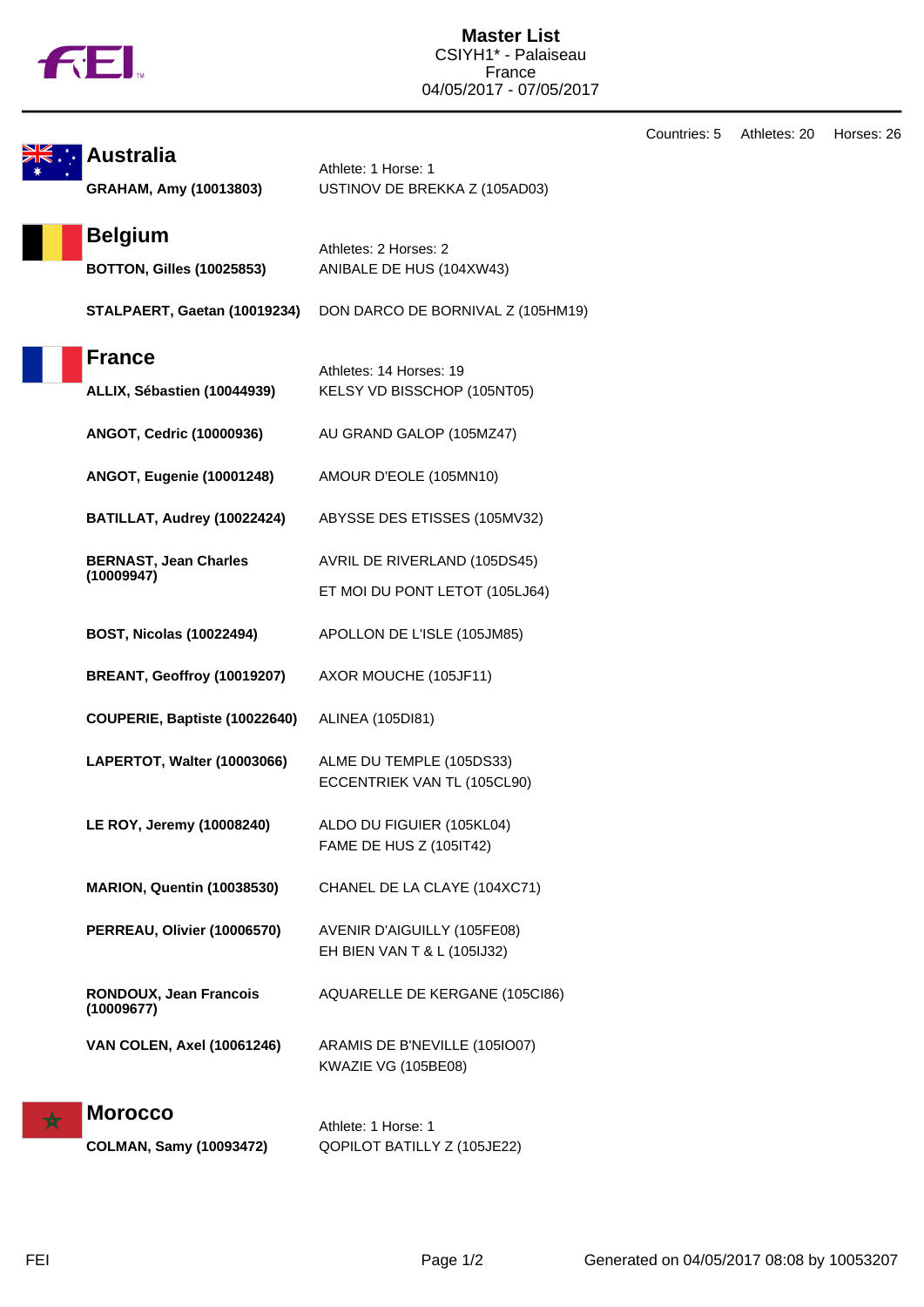# Master List

**CSIYH1* - Palaiseau**
**France**
**04/05/2017 - 07/05/2017**

Countries: 5 Athletes: 20 Horses: 26

## Australia

Athlete: 1 Horse: 1

| Athlete | Horse |
|---|---|
| **GRAHAM, Amy (10013803)** | USTINOV DE BREKKA Z (105AD03) |

## Belgium

Athletes: 2 Horses: 2

| Athlete | Horse |
|---|---|
| **BOTTON, Gilles (10025853)** | ANIBALE DE HUS (104XW43) |
| **STALPAERT, Gaetan (10019234)** | DON DARCO DE BORNIVAL Z (105HM19) |

## France

Athletes: 14 Horses: 19

| Athlete | Horse |
|---|---|
| **ALLIX, Sébastien (10044939)** | KELSY VD BISSCHOP (105NT05) |
| **ANGOT, Cedric (10000936)** | AU GRAND GALOP (105MZ47) |
| **ANGOT, Eugenie (10001248)** | AMOUR D'EOLE (105MN10) |
| **BATILLAT, Audrey (10022424)** | ABYSSE DES ETISSES (105MV32) |
| **BERNAST, Jean Charles (10009947)** | AVRIL DE RIVERLAND (105DS45)<br>ET MOI DU PONT LETOT (105LJ64) |
| **BOST, Nicolas (10022494)** | APOLLON DE L'ISLE (105JM85) |
| **BREANT, Geoffroy (10019207)** | AXOR MOUCHE (105JF11) |
| **COUPERIE, Baptiste (10022640)** | ALINEA (105DI81) |
| **LAPERTOT, Walter (10003066)** | ALME DU TEMPLE (105DS33)<br>ECCENTRIEK VAN TL (105CL90) |
| **LE ROY, Jeremy (10008240)** | ALDO DU FIGUIER (105KL04)<br>FAME DE HUS Z (105IT42) |
| **MARION, Quentin (10038530)** | CHANEL DE LA CLAYE (104XC71) |
| **PERREAU, Olivier (10006570)** | AVENIR D'AIGUILLY (105FE08)<br>EH BIEN VAN T & L (105IJ32) |
| **RONDOUX, Jean Francois (10009677)** | AQUARELLE DE KERGANE (105CI86) |
| **VAN COLEN, Axel (10061246)** | ARAMIS DE B'NEVILLE (105IO07)<br>KWAZIE VG (105BE08) |

## Morocco

Athlete: 1 Horse: 1

| Athlete | Horse |
|---|---|
| **COLMAN, Samy (10093472)** | QOPILOT BATILLY Z (105JE22) |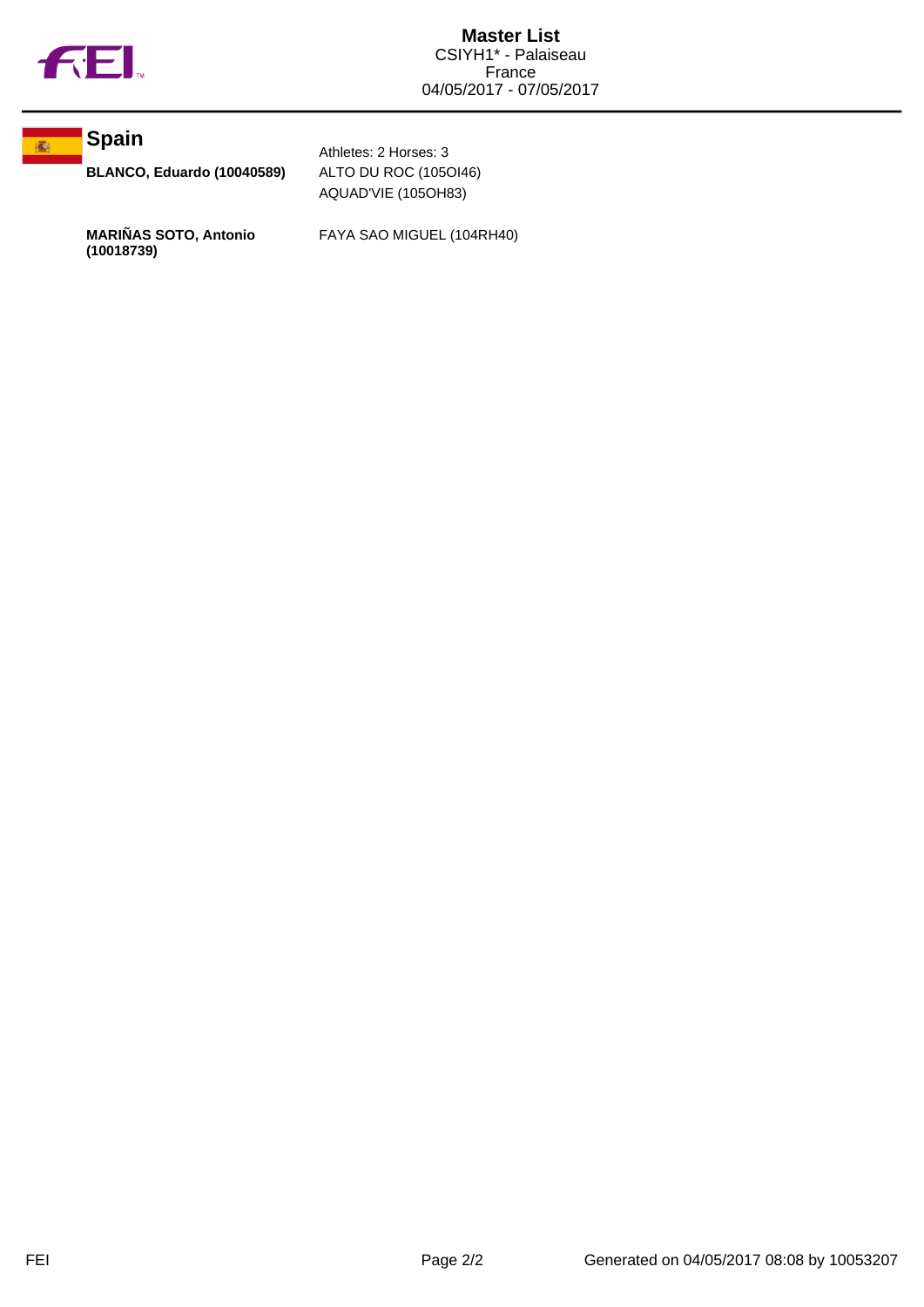## Spain

Athletes: 2 Horses: 3

| | |
|---|---|
| **BLANCO, Eduardo (10040589)** | ALTO DU ROC (105OI46) |
| | AQUAD'VIE (105OH83) |
| **MARIÑAS SOTO, Antonio (10018739)** | FAYA SAO MIGUEL (104RH40) |